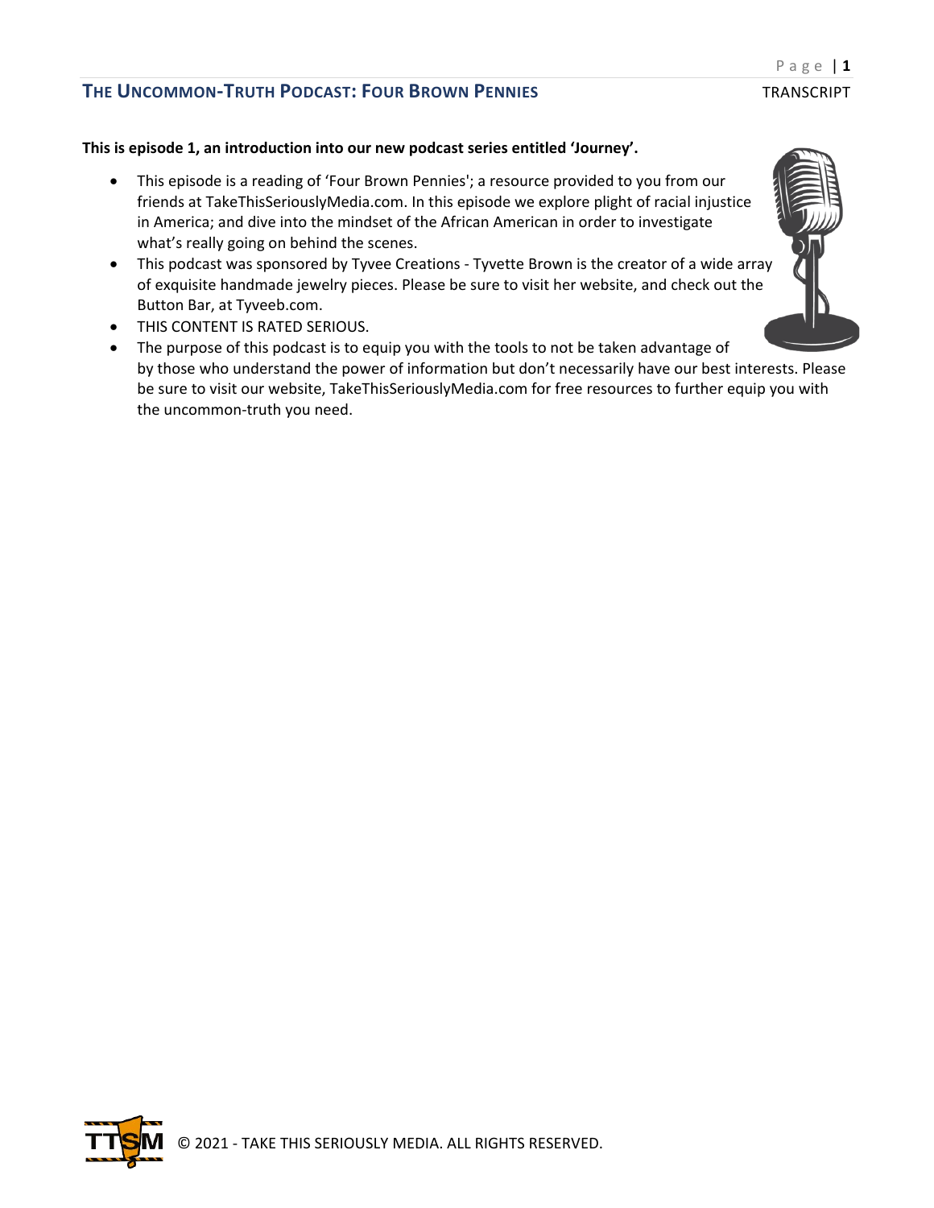**This is episode 1, an introduction into our new podcast series entitled 'Journey'.**

- This episode is a reading of 'Four Brown Pennies'; a resource provided to you from our friends at TakeThisSeriouslyMedia.com. In this episode we explore plight of racial injustice in America; and dive into the mindset of the African American in order to investigate what's really going on behind the scenes.
- This podcast was sponsored by Tyvee Creations - Tyvette Brown is the creator of a wide array of exquisite handmade jewelry pieces. Please be sure to visit her website, and check out the Button Bar, at Tyveeb.com.
- THIS CONTENT IS RATED SERIOUS.
- The purpose of this podcast is to equip you with the tools to not be taken advantage of by those who understand the power of information but don't necessarily have our best interests. Please be sure to visit our website, TakeThisSeriouslyMedia.com for free resources to further equip you with the uncommon-truth you need.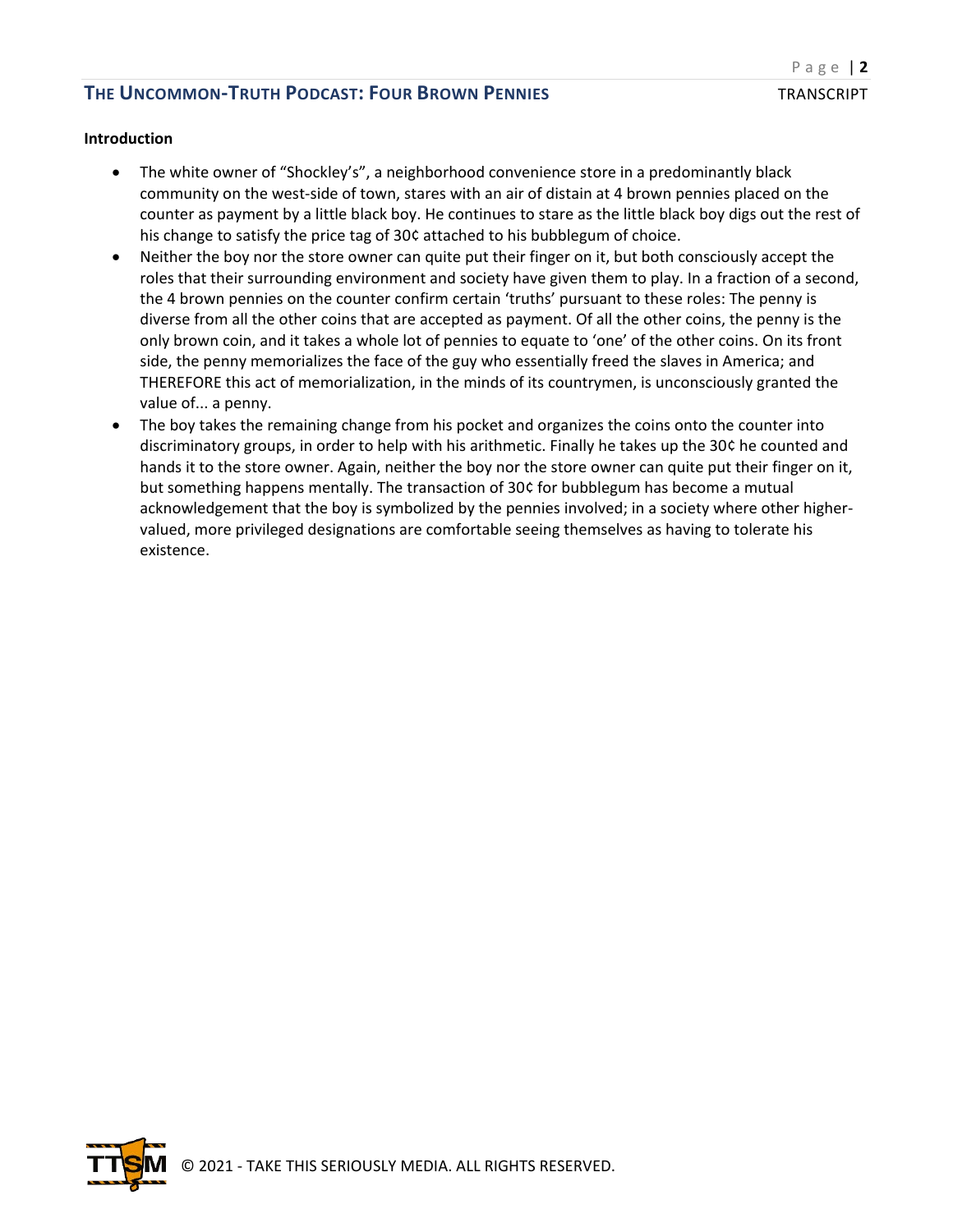**Introduction**

- The white owner of "Shockley's", a neighborhood convenience store in a predominantly black community on the west-side of town, stares with an air of distain at 4 brown pennies placed on the counter as payment by a little black boy. He continues to stare as the little black boy digs out the rest of his change to satisfy the price tag of 30¢ attached to his bubblegum of choice.
- Neither the boy nor the store owner can quite put their finger on it, but both consciously accept the roles that their surrounding environment and society have given them to play. In a fraction of a second, the 4 brown pennies on the counter confirm certain 'truths' pursuant to these roles: The penny is diverse from all the other coins that are accepted as payment. Of all the other coins, the penny is the only brown coin, and it takes a whole lot of pennies to equate to 'one' of the other coins. On its front side, the penny memorializes the face of the guy who essentially freed the slaves in America; and THEREFORE this act of memorialization, in the minds of its countrymen, is unconsciously granted the value of... a penny.
- The boy takes the remaining change from his pocket and organizes the coins onto the counter into discriminatory groups, in order to help with his arithmetic. Finally he takes up the 30¢ he counted and hands it to the store owner. Again, neither the boy nor the store owner can quite put their finger on it, but something happens mentally. The transaction of 30¢ for bubblegum has become a mutual acknowledgement that the boy is symbolized by the pennies involved; in a society where other higher-valued, more privileged designations are comfortable seeing themselves as having to tolerate his existence.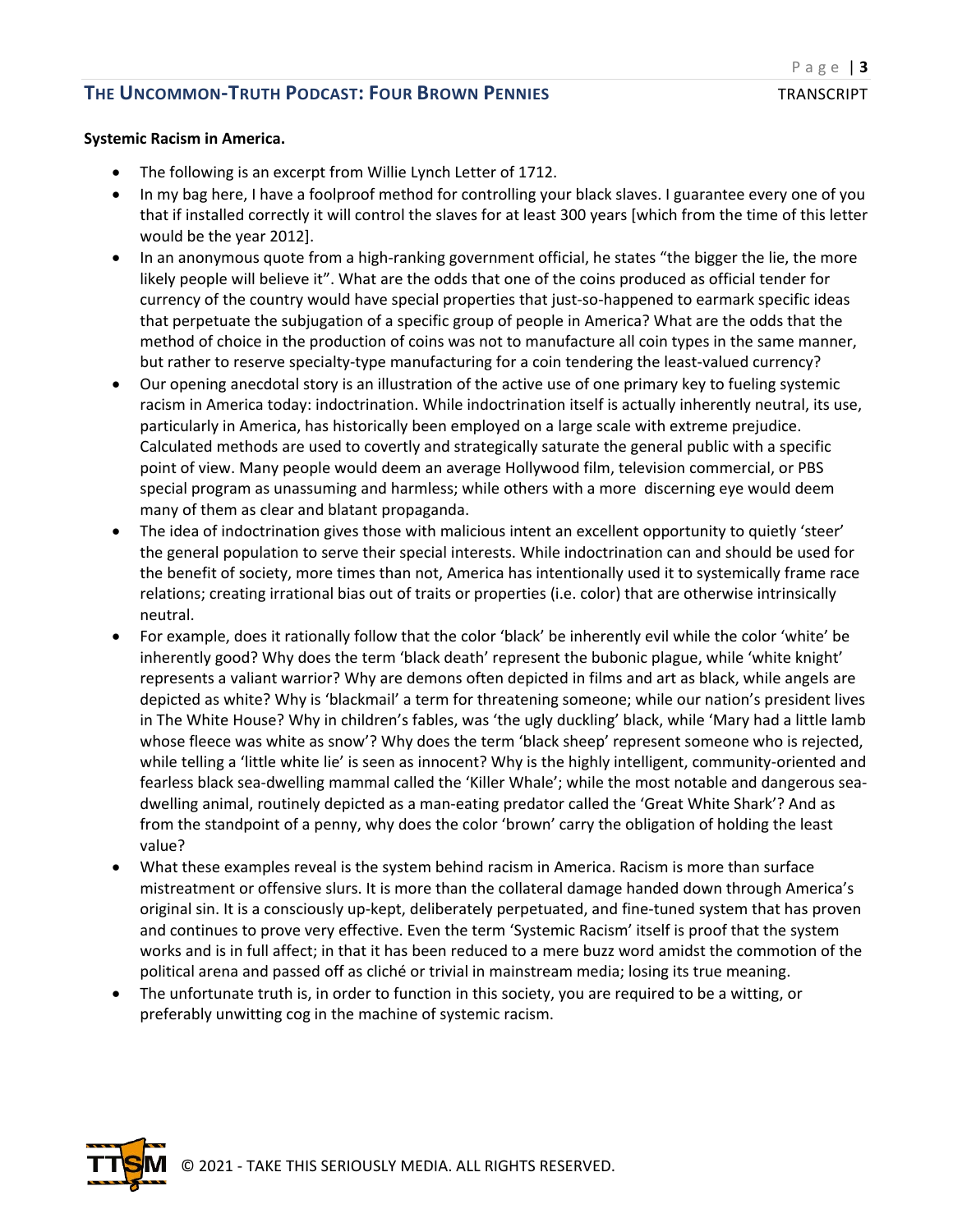**Systemic Racism in America.**

- The following is an excerpt from Willie Lynch Letter of 1712.
- In my bag here, I have a foolproof method for controlling your black slaves. I guarantee every one of you that if installed correctly it will control the slaves for at least 300 years [which from the time of this letter would be the year 2012].
- In an anonymous quote from a high-ranking government official, he states "the bigger the lie, the more likely people will believe it". What are the odds that one of the coins produced as official tender for currency of the country would have special properties that just-so-happened to earmark specific ideas that perpetuate the subjugation of a specific group of people in America? What are the odds that the method of choice in the production of coins was not to manufacture all coin types in the same manner, but rather to reserve specialty-type manufacturing for a coin tendering the least-valued currency?
- Our opening anecdotal story is an illustration of the active use of one primary key to fueling systemic racism in America today: indoctrination. While indoctrination itself is actually inherently neutral, its use, particularly in America, has historically been employed on a large scale with extreme prejudice. Calculated methods are used to covertly and strategically saturate the general public with a specific point of view. Many people would deem an average Hollywood film, television commercial, or PBS special program as unassuming and harmless; while others with a more discerning eye would deem many of them as clear and blatant propaganda.
- The idea of indoctrination gives those with malicious intent an excellent opportunity to quietly 'steer' the general population to serve their special interests. While indoctrination can and should be used for the benefit of society, more times than not, America has intentionally used it to systemically frame race relations; creating irrational bias out of traits or properties (i.e. color) that are otherwise intrinsically neutral.
- For example, does it rationally follow that the color 'black' be inherently evil while the color 'white' be inherently good? Why does the term 'black death' represent the bubonic plague, while 'white knight' represents a valiant warrior? Why are demons often depicted in films and art as black, while angels are depicted as white? Why is 'blackmail' a term for threatening someone; while our nation's president lives in The White House? Why in children's fables, was 'the ugly duckling' black, while 'Mary had a little lamb whose fleece was white as snow'? Why does the term 'black sheep' represent someone who is rejected, while telling a 'little white lie' is seen as innocent? Why is the highly intelligent, community-oriented and fearless black sea-dwelling mammal called the 'Killer Whale'; while the most notable and dangerous sea-dwelling animal, routinely depicted as a man-eating predator called the 'Great White Shark'? And as from the standpoint of a penny, why does the color 'brown' carry the obligation of holding the least value?
- What these examples reveal is the system behind racism in America. Racism is more than surface mistreatment or offensive slurs. It is more than the collateral damage handed down through America's original sin. It is a consciously up-kept, deliberately perpetuated, and fine-tuned system that has proven and continues to prove very effective. Even the term 'Systemic Racism' itself is proof that the system works and is in full affect; in that it has been reduced to a mere buzz word amidst the commotion of the political arena and passed off as cliché or trivial in mainstream media; losing its true meaning.
- The unfortunate truth is, in order to function in this society, you are required to be a witting, or preferably unwitting cog in the machine of systemic racism.

© 2021 - TAKE THIS SERIOUSLY MEDIA. ALL RIGHTS RESERVED.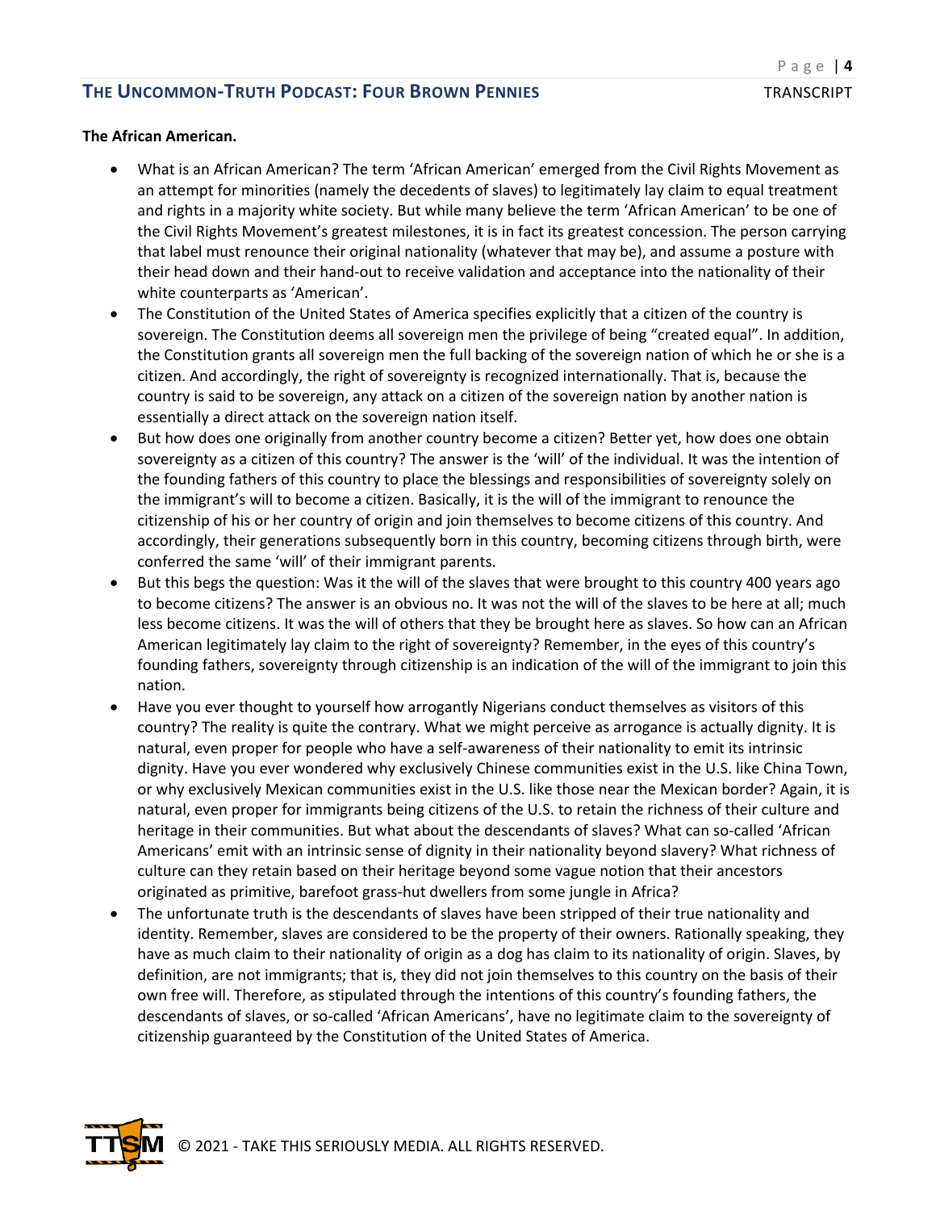**The African American.**

- What is an African American? The term 'African American' emerged from the Civil Rights Movement as an attempt for minorities (namely the decedents of slaves) to legitimately lay claim to equal treatment and rights in a majority white society. But while many believe the term 'African American' to be one of the Civil Rights Movement's greatest milestones, it is in fact its greatest concession. The person carrying that label must renounce their original nationality (whatever that may be), and assume a posture with their head down and their hand-out to receive validation and acceptance into the nationality of their white counterparts as 'American'.
- The Constitution of the United States of America specifies explicitly that a citizen of the country is sovereign. The Constitution deems all sovereign men the privilege of being "created equal". In addition, the Constitution grants all sovereign men the full backing of the sovereign nation of which he or she is a citizen. And accordingly, the right of sovereignty is recognized internationally. That is, because the country is said to be sovereign, any attack on a citizen of the sovereign nation by another nation is essentially a direct attack on the sovereign nation itself.
- But how does one originally from another country become a citizen? Better yet, how does one obtain sovereignty as a citizen of this country? The answer is the 'will' of the individual. It was the intention of the founding fathers of this country to place the blessings and responsibilities of sovereignty solely on the immigrant's will to become a citizen. Basically, it is the will of the immigrant to renounce the citizenship of his or her country of origin and join themselves to become citizens of this country. And accordingly, their generations subsequently born in this country, becoming citizens through birth, were conferred the same 'will' of their immigrant parents.
- But this begs the question: Was it the will of the slaves that were brought to this country 400 years ago to become citizens? The answer is an obvious no. It was not the will of the slaves to be here at all; much less become citizens. It was the will of others that they be brought here as slaves. So how can an African American legitimately lay claim to the right of sovereignty? Remember, in the eyes of this country's founding fathers, sovereignty through citizenship is an indication of the will of the immigrant to join this nation.
- Have you ever thought to yourself how arrogantly Nigerians conduct themselves as visitors of this country? The reality is quite the contrary. What we might perceive as arrogance is actually dignity. It is natural, even proper for people who have a self-awareness of their nationality to emit its intrinsic dignity. Have you ever wondered why exclusively Chinese communities exist in the U.S. like China Town, or why exclusively Mexican communities exist in the U.S. like those near the Mexican border? Again, it is natural, even proper for immigrants being citizens of the U.S. to retain the richness of their culture and heritage in their communities. But what about the descendants of slaves? What can so-called 'African Americans' emit with an intrinsic sense of dignity in their nationality beyond slavery? What richness of culture can they retain based on their heritage beyond some vague notion that their ancestors originated as primitive, barefoot grass-hut dwellers from some jungle in Africa?
- The unfortunate truth is the descendants of slaves have been stripped of their true nationality and identity. Remember, slaves are considered to be the property of their owners. Rationally speaking, they have as much claim to their nationality of origin as a dog has claim to its nationality of origin. Slaves, by definition, are not immigrants; that is, they did not join themselves to this country on the basis of their own free will. Therefore, as stipulated through the intentions of this country's founding fathers, the descendants of slaves, or so-called 'African Americans', have no legitimate claim to the sovereignty of citizenship guaranteed by the Constitution of the United States of America.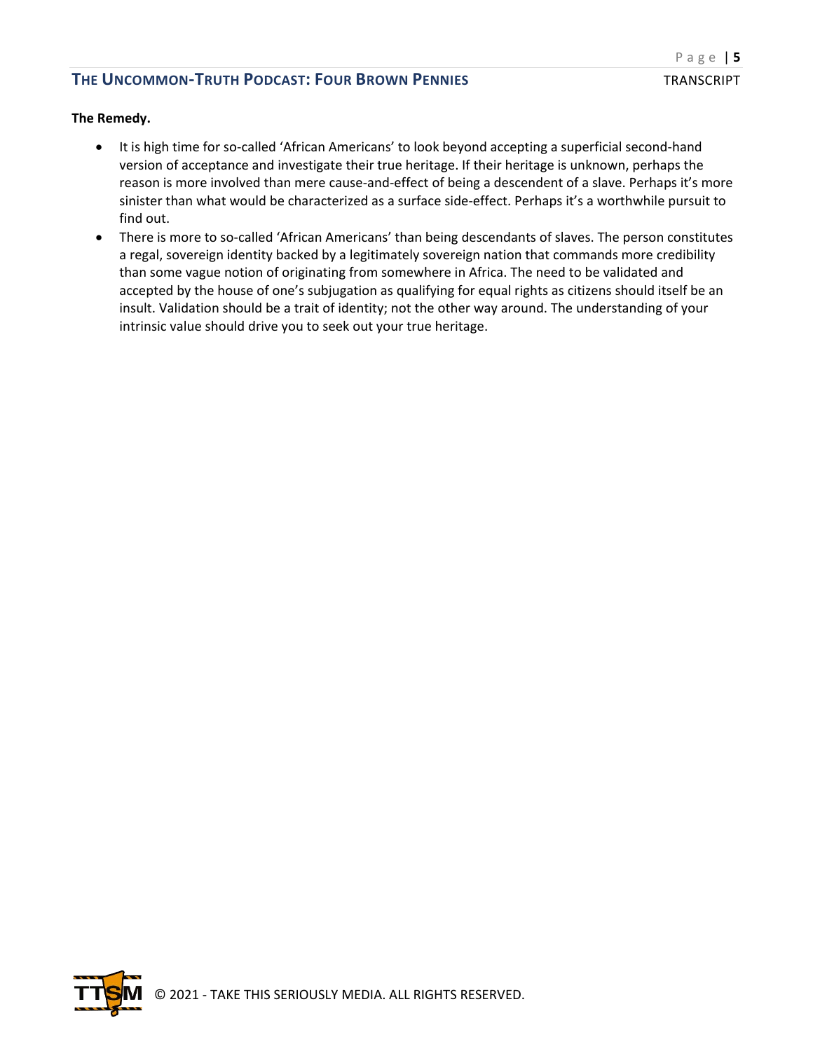**The Remedy.**

- It is high time for so-called 'African Americans' to look beyond accepting a superficial second-hand version of acceptance and investigate their true heritage. If their heritage is unknown, perhaps the reason is more involved than mere cause-and-effect of being a descendent of a slave. Perhaps it's more sinister than what would be characterized as a surface side-effect. Perhaps it's a worthwhile pursuit to find out.
- There is more to so-called 'African Americans' than being descendants of slaves. The person constitutes a regal, sovereign identity backed by a legitimately sovereign nation that commands more credibility than some vague notion of originating from somewhere in Africa. The need to be validated and accepted by the house of one's subjugation as qualifying for equal rights as citizens should itself be an insult. Validation should be a trait of identity; not the other way around. The understanding of your intrinsic value should drive you to seek out your true heritage.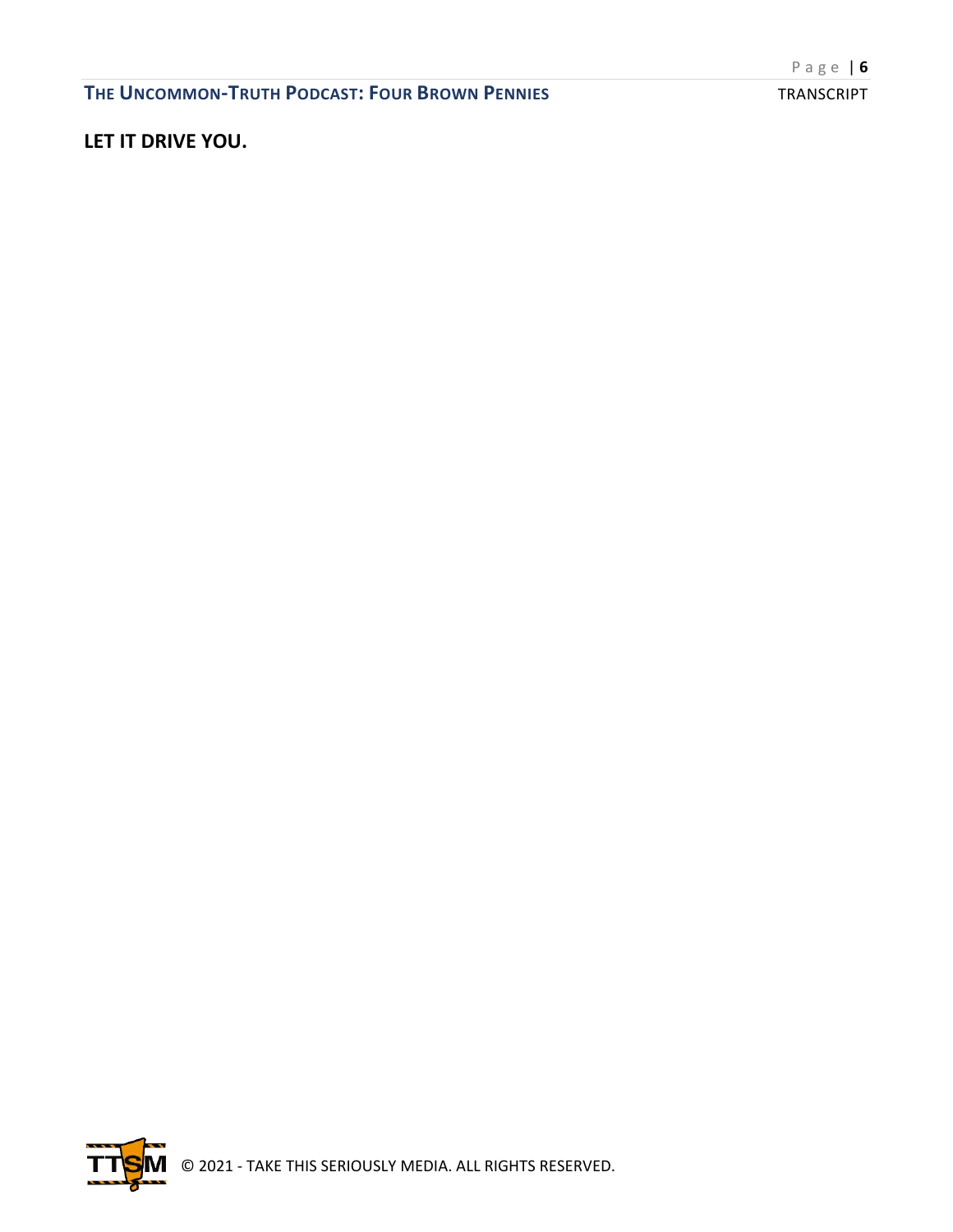**LET IT DRIVE YOU.**